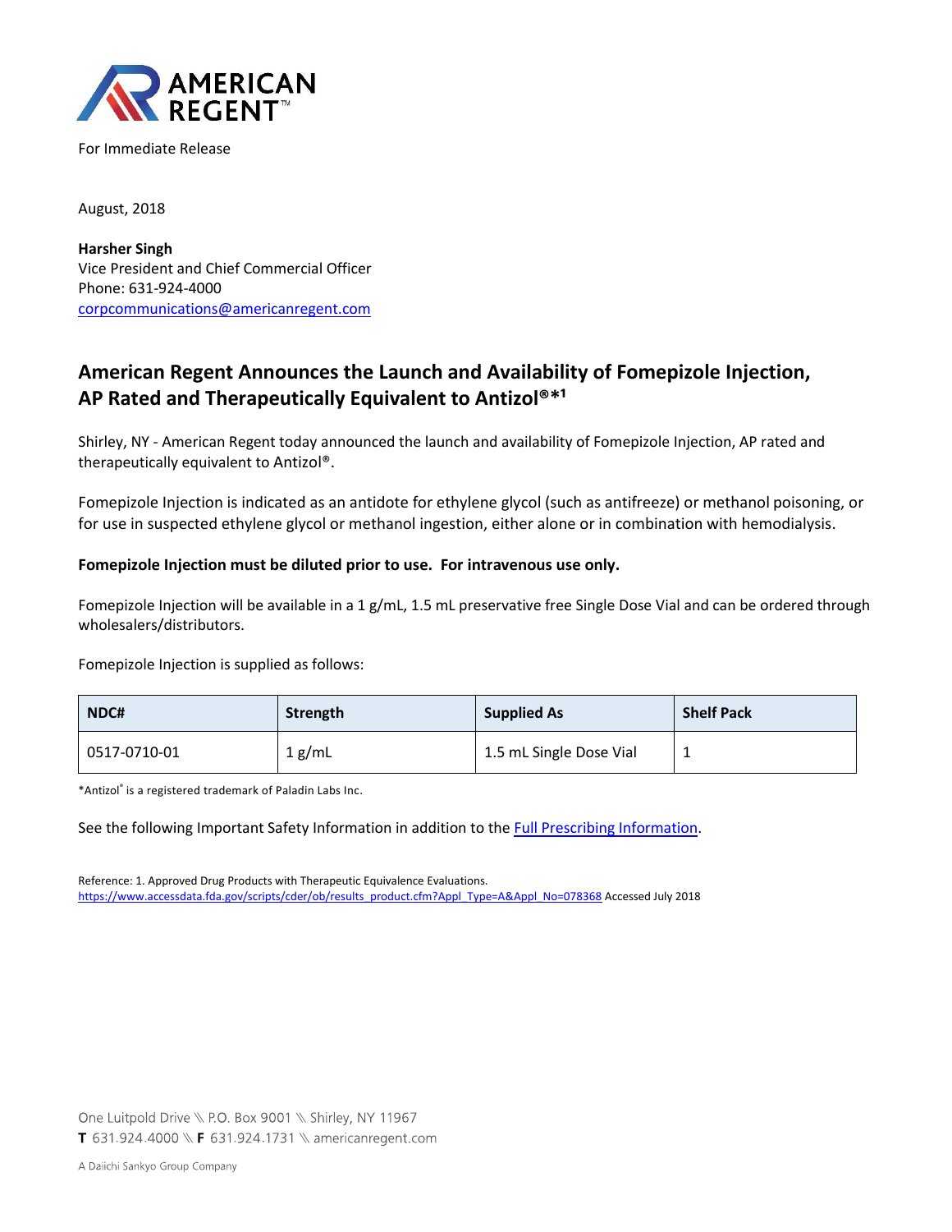AMERICAN REGENT™

For Immediate Release

August, 2018

**Harsher Singh**
Vice President and Chief Commercial Officer
Phone: 631-924-4000
corpcommunications@americanregent.com

## American Regent Announces the Launch and Availability of Fomepizole Injection, AP Rated and Therapeutically Equivalent to Antizol®*[1]

Shirley, NY - American Regent today announced the launch and availability of Fomepizole Injection, AP rated and therapeutically equivalent to Antizol®.

Fomepizole Injection is indicated as an antidote for ethylene glycol (such as antifreeze) or methanol poisoning, or for use in suspected ethylene glycol or methanol ingestion, either alone or in combination with hemodialysis.

**Fomepizole Injection must be diluted prior to use. For intravenous use only.**

Fomepizole Injection will be available in a 1 g/mL, 1.5 mL preservative free Single Dose Vial and can be ordered through wholesalers/distributors.

Fomepizole Injection is supplied as follows:

| NDC# | Strength | Supplied As | Shelf Pack |
|---|---|---|---|
| 0517-0710-01 | 1 g/mL | 1.5 mL Single Dose Vial | 1 |

*Antizol® is a registered trademark of Paladin Labs Inc.

See the following Important Safety Information in addition to the Full Prescribing Information.

Reference: 1. Approved Drug Products with Therapeutic Equivalence Evaluations. https://www.accessdata.fda.gov/scripts/cder/ob/results_product.cfm?Appl_Type=A&Appl_No=078368 Accessed July 2018

One Luitpold Drive \ P.O. Box 9001 \ Shirley, NY 11967
**T** 631.924.4000 \ **F** 631.924.1731 \ americanregent.com

A Daiichi Sankyo Group Company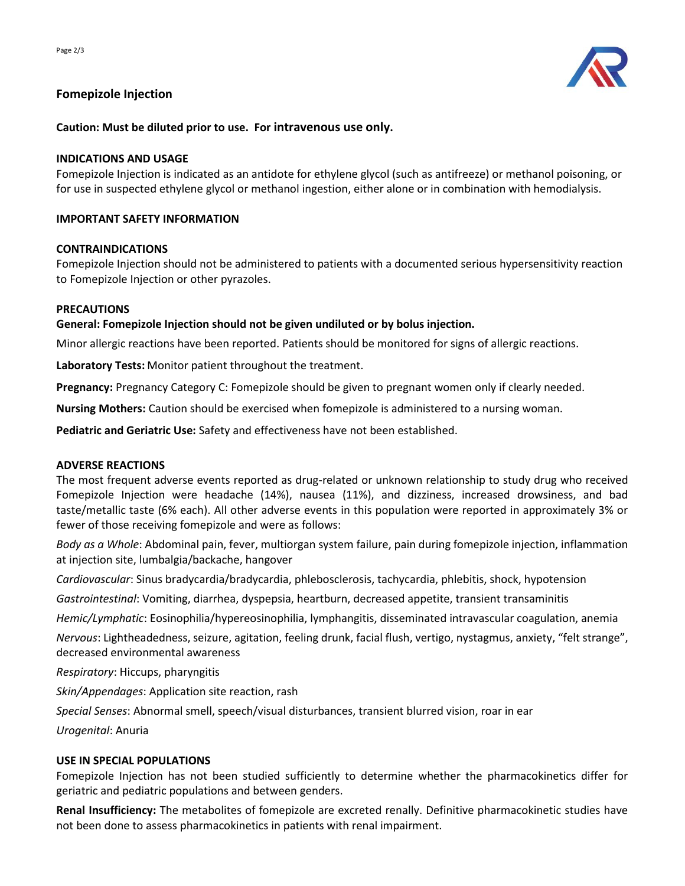# Fomepizole Injection

**Caution: Must be diluted prior to use. For intravenous use only.**

## INDICATIONS AND USAGE

Fomepizole Injection is indicated as an antidote for ethylene glycol (such as antifreeze) or methanol poisoning, or for use in suspected ethylene glycol or methanol ingestion, either alone or in combination with hemodialysis.

## IMPORTANT SAFETY INFORMATION

## CONTRAINDICATIONS

Fomepizole Injection should not be administered to patients with a documented serious hypersensitivity reaction to Fomepizole Injection or other pyrazoles.

## PRECAUTIONS

**General: Fomepizole Injection should not be given undiluted or by bolus injection.**

Minor allergic reactions have been reported. Patients should be monitored for signs of allergic reactions.

**Laboratory Tests:** Monitor patient throughout the treatment.

**Pregnancy:** Pregnancy Category C: Fomepizole should be given to pregnant women only if clearly needed.

**Nursing Mothers:** Caution should be exercised when fomepizole is administered to a nursing woman.

**Pediatric and Geriatric Use:** Safety and effectiveness have not been established.

## ADVERSE REACTIONS

The most frequent adverse events reported as drug-related or unknown relationship to study drug who received Fomepizole Injection were headache (14%), nausea (11%), and dizziness, increased drowsiness, and bad taste/metallic taste (6% each). All other adverse events in this population were reported in approximately 3% or fewer of those receiving fomepizole and were as follows:

*Body as a Whole*: Abdominal pain, fever, multiorgan system failure, pain during fomepizole injection, inflammation at injection site, lumbalgia/backache, hangover

*Cardiovascular*: Sinus bradycardia/bradycardia, phlebosclerosis, tachycardia, phlebitis, shock, hypotension

*Gastrointestinal*: Vomiting, diarrhea, dyspepsia, heartburn, decreased appetite, transient transaminitis

*Hemic/Lymphatic*: Eosinophilia/hypereosinophilia, lymphangitis, disseminated intravascular coagulation, anemia

*Nervous*: Lightheadedness, seizure, agitation, feeling drunk, facial flush, vertigo, nystagmus, anxiety, "felt strange", decreased environmental awareness

*Respiratory*: Hiccups, pharyngitis

*Skin/Appendages*: Application site reaction, rash

*Special Senses*: Abnormal smell, speech/visual disturbances, transient blurred vision, roar in ear

*Urogenital*: Anuria

## USE IN SPECIAL POPULATIONS

Fomepizole Injection has not been studied sufficiently to determine whether the pharmacokinetics differ for geriatric and pediatric populations and between genders.

**Renal Insufficiency:** The metabolites of fomepizole are excreted renally. Definitive pharmacokinetic studies have not been done to assess pharmacokinetics in patients with renal impairment.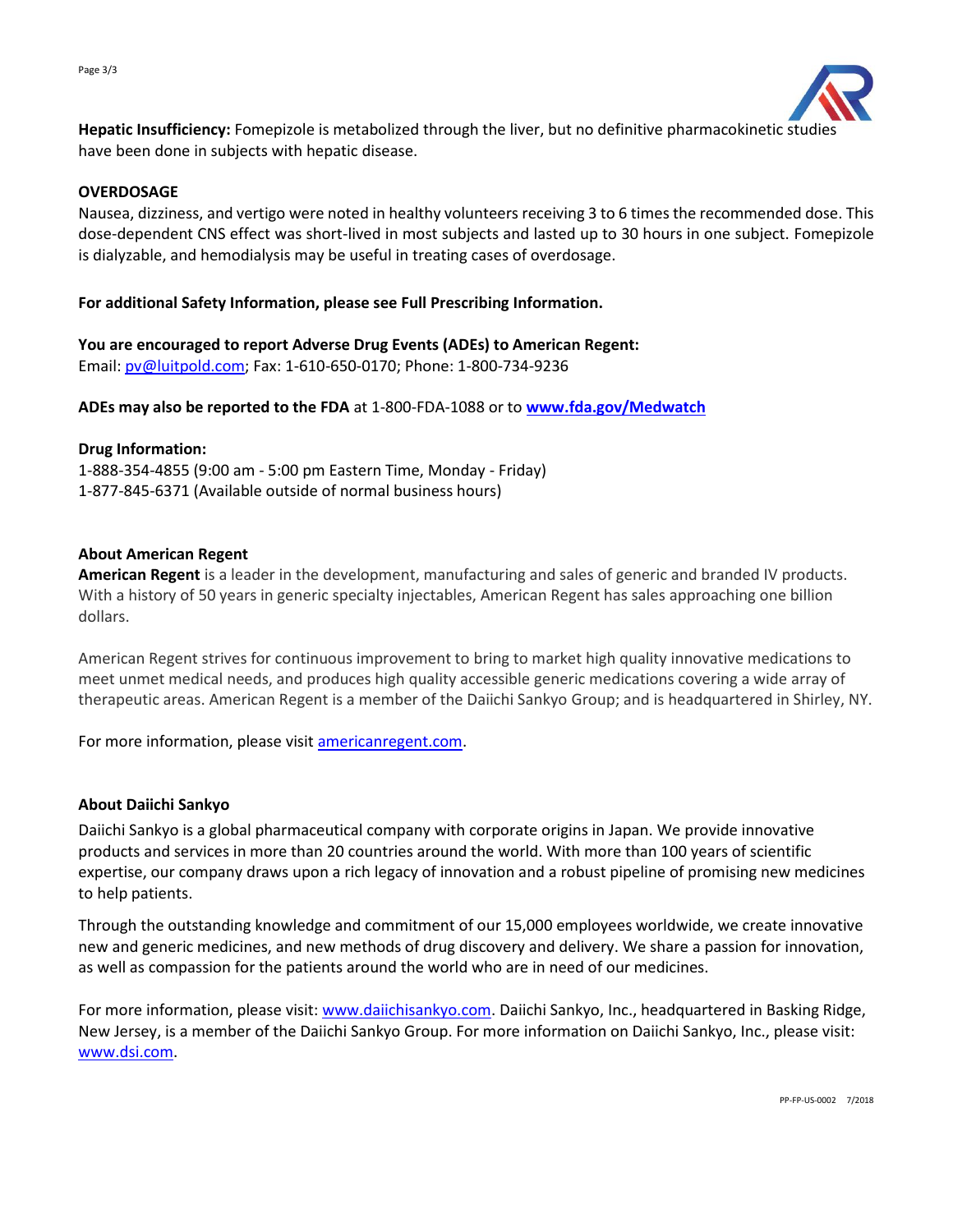**Hepatic Insufficiency:** Fomepizole is metabolized through the liver, but no definitive pharmacokinetic studies have been done in subjects with hepatic disease.

**OVERDOSAGE**

Nausea, dizziness, and vertigo were noted in healthy volunteers receiving 3 to 6 times the recommended dose. This dose-dependent CNS effect was short-lived in most subjects and lasted up to 30 hours in one subject. Fomepizole is dialyzable, and hemodialysis may be useful in treating cases of overdosage.

**For additional Safety Information, please see Full Prescribing Information.**

**You are encouraged to report Adverse Drug Events (ADEs) to American Regent:**
Email: pv@luitpold.com; Fax: 1-610-650-0170; Phone: 1-800-734-9236

**ADEs may also be reported to the FDA** at 1-800-FDA-1088 or to **www.fda.gov/Medwatch**

**Drug Information:**
1-888-354-4855 (9:00 am - 5:00 pm Eastern Time, Monday - Friday)
1-877-845-6371 (Available outside of normal business hours)

**About American Regent**

**American Regent** is a leader in the development, manufacturing and sales of generic and branded IV products. With a history of 50 years in generic specialty injectables, American Regent has sales approaching one billion dollars.

American Regent strives for continuous improvement to bring to market high quality innovative medications to meet unmet medical needs, and produces high quality accessible generic medications covering a wide array of therapeutic areas. American Regent is a member of the Daiichi Sankyo Group; and is headquartered in Shirley, NY.

For more information, please visit americanregent.com.

**About Daiichi Sankyo**

Daiichi Sankyo is a global pharmaceutical company with corporate origins in Japan. We provide innovative products and services in more than 20 countries around the world. With more than 100 years of scientific expertise, our company draws upon a rich legacy of innovation and a robust pipeline of promising new medicines to help patients.

Through the outstanding knowledge and commitment of our 15,000 employees worldwide, we create innovative new and generic medicines, and new methods of drug discovery and delivery. We share a passion for innovation, as well as compassion for the patients around the world who are in need of our medicines.

For more information, please visit: www.daiichisankyo.com. Daiichi Sankyo, Inc., headquartered in Basking Ridge, New Jersey, is a member of the Daiichi Sankyo Group. For more information on Daiichi Sankyo, Inc., please visit: www.dsi.com.

PP-FP-US-0002 7/2018